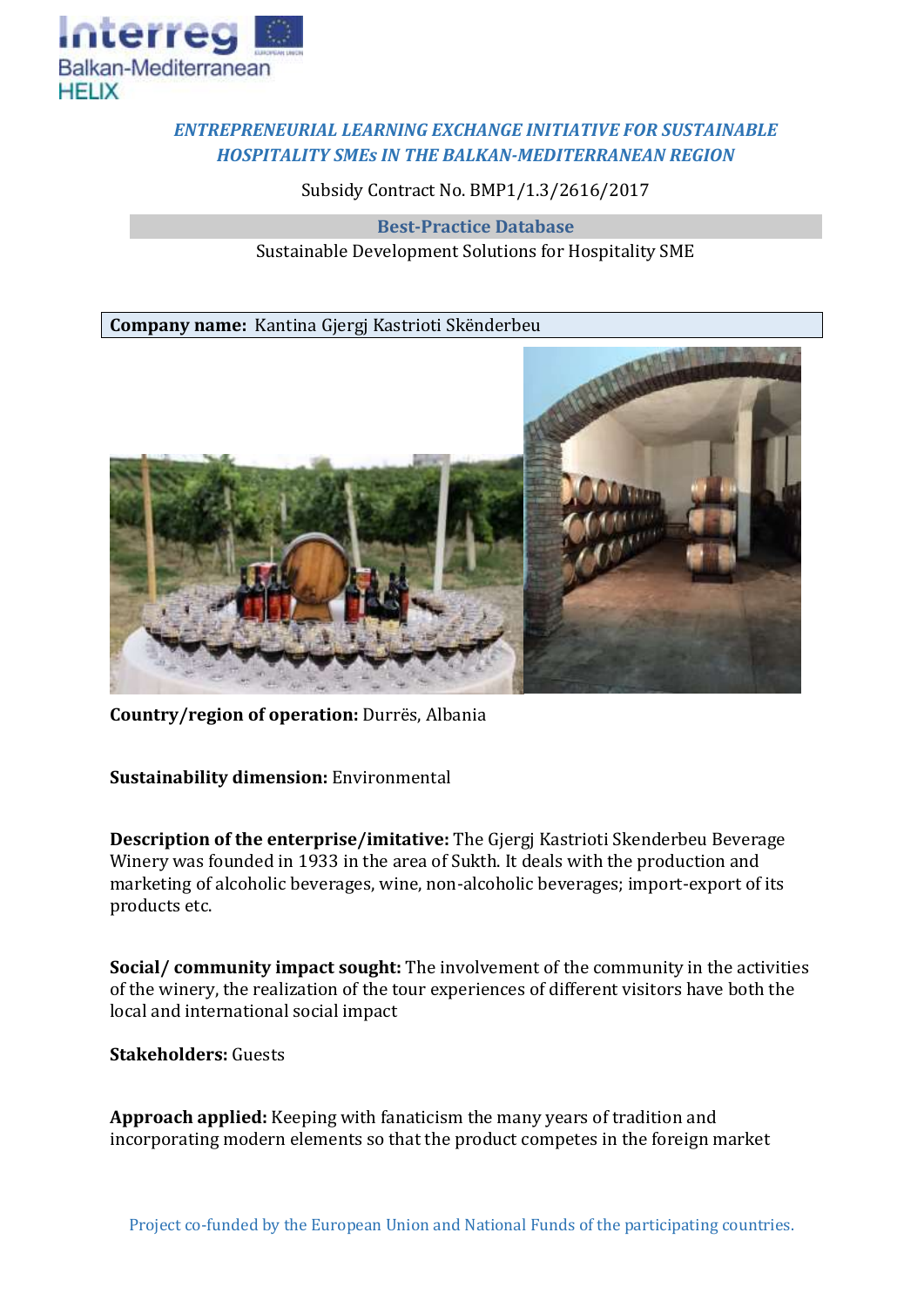***ENTREPRENEURIAL LEARNING EXCHANGE INITIATIVE FOR SUSTAINABLE HOSPITALITY SMEs IN THE BALKAN-MEDITERRANEAN REGION***

Subsidy Contract No. BMP1/1.3/2616/2017

**Best-Practice Database**

Sustainable Development Solutions for Hospitality SME

**Company name:** Kantina Gjergj Kastrioti Skënderbeu

**Country/region of operation:** Durrës, Albania

**Sustainability dimension:** Environmental

**Description of the enterprise/imitative:** The Gjergj Kastrioti Skenderbeu Beverage Winery was founded in 1933 in the area of Sukth. It deals with the production and marketing of alcoholic beverages, wine, non-alcoholic beverages; import-export of its products etc.

**Social/ community impact sought:** The involvement of the community in the activities of the winery, the realization of the tour experiences of different visitors have both the local and international social impact

**Stakeholders:** Guests

**Approach applied:** Keeping with fanaticism the many years of tradition and incorporating modern elements so that the product competes in the foreign market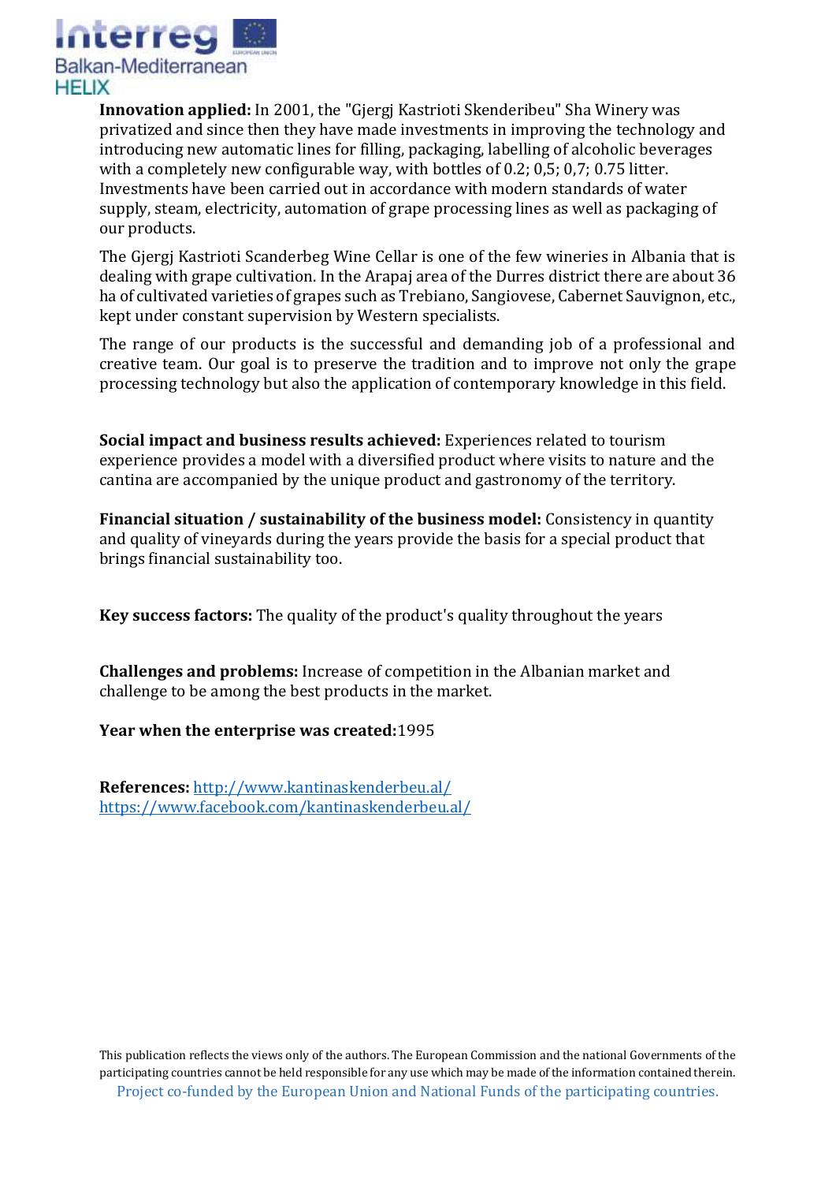**Innovation applied:** In 2001, the "Gjergj Kastrioti Skenderibeu" Sha Winery was privatized and since then they have made investments in improving the technology and introducing new automatic lines for filling, packaging, labelling of alcoholic beverages with a completely new configurable way, with bottles of 0.2; 0,5; 0,7; 0.75 litter. Investments have been carried out in accordance with modern standards of water supply, steam, electricity, automation of grape processing lines as well as packaging of our products.

The Gjergj Kastrioti Scanderbeg Wine Cellar is one of the few wineries in Albania that is dealing with grape cultivation. In the Arapaj area of the Durres district there are about 36 ha of cultivated varieties of grapes such as Trebiano, Sangiovese, Cabernet Sauvignon, etc., kept under constant supervision by Western specialists.

The range of our products is the successful and demanding job of a professional and creative team. Our goal is to preserve the tradition and to improve not only the grape processing technology but also the application of contemporary knowledge in this field.

**Social impact and business results achieved:** Experiences related to tourism experience provides a model with a diversified product where visits to nature and the cantina are accompanied by the unique product and gastronomy of the territory.

**Financial situation / sustainability of the business model:** Consistency in quantity and quality of vineyards during the years provide the basis for a special product that brings financial sustainability too.

**Key success factors:** The quality of the product's quality throughout the years

**Challenges and problems:** Increase of competition in the Albanian market and challenge to be among the best products in the market.

**Year when the enterprise was created:**1995

**References:** [http://www.kantinaskenderbeu.al/](http://www.kantinaskenderbeu.al/)
[https://www.facebook.com/kantinaskenderbeu.al/](https://www.facebook.com/kantinaskenderbeu.al/)

This publication reflects the views only of the authors. The European Commission and the national Governments of the participating countries cannot be held responsible for any use which may be made of the information contained therein.
Project co-funded by the European Union and National Funds of the participating countries.